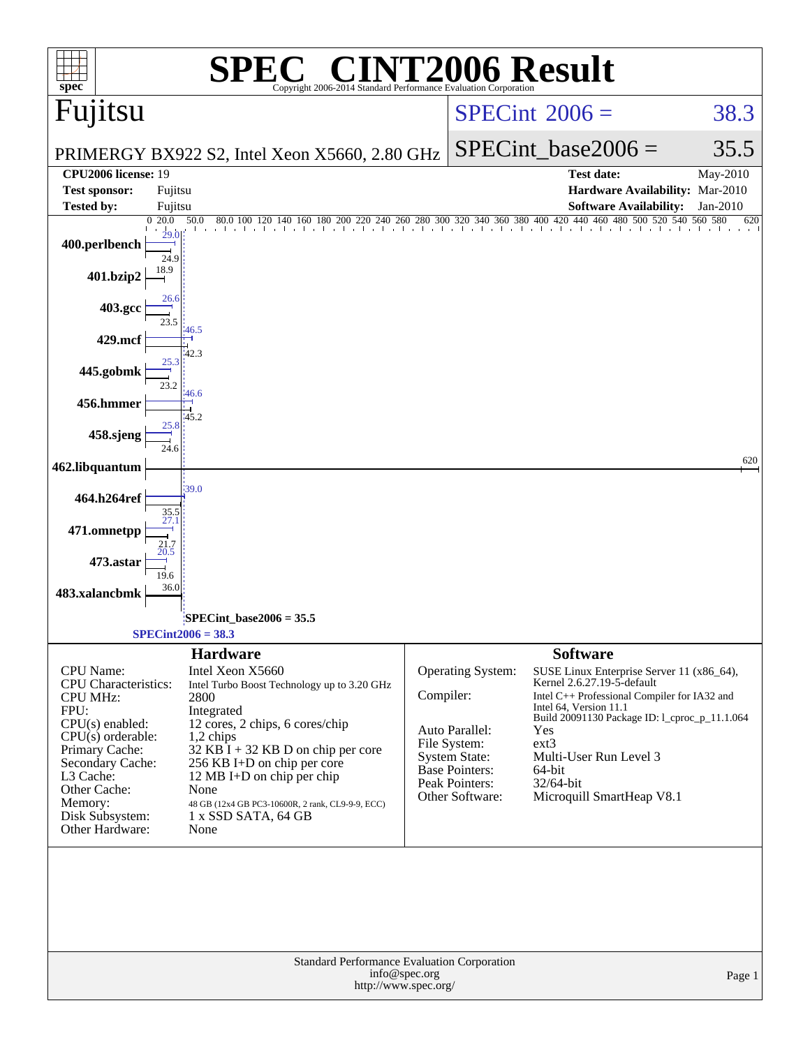# SPEC® CINT2006 Result

Copyright 2006-2014 Standard Performance Evaluation Corporation

## Fujitsu

PRIMERGY BX922 S2, Intel Xeon X5660, 2.80 GHz

SPECint 2006 = 38.3

SPECint_base2006 = 35.5

| | | | |
|---|---|---|---|
| **CPU2006 license:** 19 | | **Test date:** | May-2010 |
| **Test sponsor:** | Fujitsu | **Hardware Availability:** | Mar-2010 |
| **Tested by:** | Fujitsu | **Software Availability:** | Jan-2010 |

| Benchmark | Peak | Base |
|---|---|---|
| 400.perlbench | 29.0 | 24.9 |
| 401.bzip2 | | 18.9 |
| 403.gcc | 26.6 | 23.5 |
| 429.mcf | 46.5 | 42.3 |
| 445.gobmk | 25.3 | 23.2 |
| 456.hmmer | 46.6 | 45.2 |
| 458.sjeng | 25.8 | 24.6 |
| 462.libquantum | | 620 |
| 464.h264ref | 39.0 | 35.5 |
| 471.omnetpp | 27.1 | 21.7 |
| 473.astar | 20.5 | 19.6 |
| 483.xalancbmk | | 36.0 |

SPECint_base2006 = 35.5

SPECint2006 = 38.3

### Hardware

| | |
|---|---|
| CPU Name: | Intel Xeon X5660 |
| CPU Characteristics: | Intel Turbo Boost Technology up to 3.20 GHz |
| CPU MHz: | 2800 |
| FPU: | Integrated |
| CPU(s) enabled: | 12 cores, 2 chips, 6 cores/chip |
| CPU(s) orderable: | 1,2 chips |
| Primary Cache: | 32 KB I + 32 KB D on chip per core |
| Secondary Cache: | 256 KB I+D on chip per core |
| L3 Cache: | 12 MB I+D on chip per chip |
| Other Cache: | None |
| Memory: | 48 GB (12x4 GB PC3-10600R, 2 rank, CL9-9-9, ECC) |
| Disk Subsystem: | 1 x SSD SATA, 64 GB |
| Other Hardware: | None |

### Software

| | |
|---|---|
| Operating System: | SUSE Linux Enterprise Server 11 (x86_64), Kernel 2.6.27.19-5-default |
| Compiler: | Intel C++ Professional Compiler for IA32 and Intel 64, Version 11.1 Build 20091130 Package ID: l_cproc_p_11.1.064 |
| Auto Parallel: | Yes |
| File System: | ext3 |
| System State: | Multi-User Run Level 3 |
| Base Pointers: | 64-bit |
| Peak Pointers: | 32/64-bit |
| Other Software: | Microquill SmartHeap V8.1 |

Standard Performance Evaluation Corporation
info@spec.org
http://www.spec.org/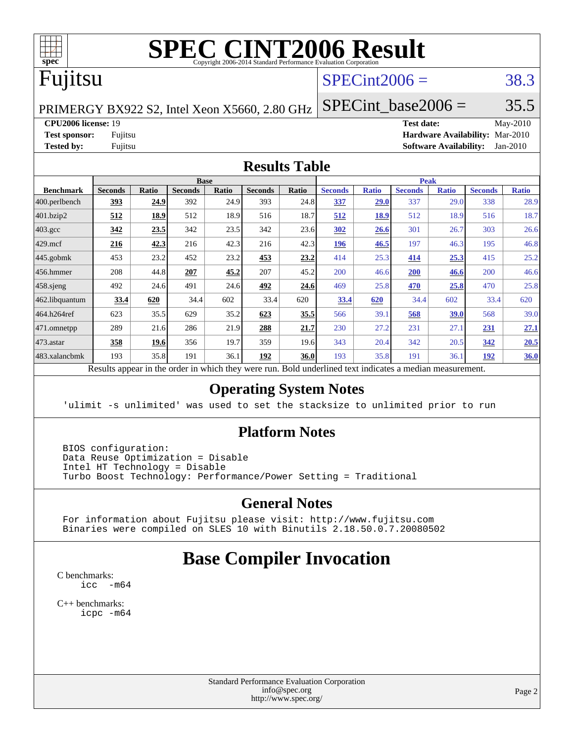# SPEC CINT2006 Result

Copyright 2006-2014 Standard Performance Evaluation Corporation

# Fujitsu

PRIMERGY BX922 S2, Intel Xeon X5660, 2.80 GHz

SPECint2006 = 38.3

SPECint_base2006 = 35.5

**CPU2006 license:** 19
**Test sponsor:** Fujitsu
**Tested by:** Fujitsu

**Test date:** May-2010
**Hardware Availability:** Mar-2010
**Software Availability:** Jan-2010

## Results Table

| Benchmark | Base | | | | | | Peak | | | | | |
|---|---|---|---|---|---|---|---|---|---|---|---|---|
| | Seconds | Ratio | Seconds | Ratio | Seconds | Ratio | Seconds | Ratio | Seconds | Ratio | Seconds | Ratio |
| 400.perlbench | **393** | **24.9** | 392 | 24.9 | 393 | 24.8 | **337** | **29.0** | 337 | 29.0 | 338 | 28.9 |
| 401.bzip2 | **512** | **18.9** | 512 | 18.9 | 516 | 18.7 | **512** | **18.9** | 512 | 18.9 | 516 | 18.7 |
| 403.gcc | **342** | **23.5** | 342 | 23.5 | 342 | 23.6 | **302** | **26.6** | 301 | 26.7 | 303 | 26.6 |
| 429.mcf | **216** | **42.3** | 216 | 42.3 | 216 | 42.3 | **196** | **46.5** | 197 | 46.3 | 195 | 46.8 |
| 445.gobmk | 453 | 23.2 | 452 | 23.2 | **453** | **23.2** | 414 | 25.3 | **414** | **25.3** | 415 | 25.2 |
| 456.hmmer | 208 | 44.8 | **207** | **45.2** | 207 | 45.2 | 200 | 46.6 | **200** | **46.6** | 200 | 46.6 |
| 458.sjeng | 492 | 24.6 | 491 | 24.6 | **492** | **24.6** | 469 | 25.8 | **470** | **25.8** | 470 | 25.8 |
| 462.libquantum | **33.4** | **620** | 34.4 | 602 | 33.4 | 620 | **33.4** | **620** | 34.4 | 602 | 33.4 | 620 |
| 464.h264ref | 623 | 35.5 | 629 | 35.2 | **623** | **35.5** | 566 | 39.1 | **568** | **39.0** | 568 | 39.0 |
| 471.omnetpp | 289 | 21.6 | 286 | 21.9 | **288** | **21.7** | 230 | 27.2 | 231 | 27.1 | **231** | **27.1** |
| 473.astar | **358** | **19.6** | 356 | 19.7 | 359 | 19.6 | 343 | 20.4 | 342 | 20.5 | **342** | **20.5** |
| 483.xalancbmk | 193 | 35.8 | 191 | 36.1 | **192** | **36.0** | 193 | 35.8 | 191 | 36.1 | **192** | **36.0** |

Results appear in the order in which they were run. Bold underlined text indicates a median measurement.

## Operating System Notes

```
'ulimit -s unlimited' was used to set the stacksize to unlimited prior to run
```

## Platform Notes

```
BIOS configuration:
Data Reuse Optimization = Disable
Intel HT Technology = Disable
Turbo Boost Technology: Performance/Power Setting = Traditional
```

## General Notes

```
For information about Fujitsu please visit: http://www.fujitsu.com
Binaries were compiled on SLES 10 with Binutils 2.18.50.0.7.20080502
```

# Base Compiler Invocation

C benchmarks:
```
icc  -m64
```

C++ benchmarks:
```
icpc -m64
```

Standard Performance Evaluation Corporation
info@spec.org
http://www.spec.org/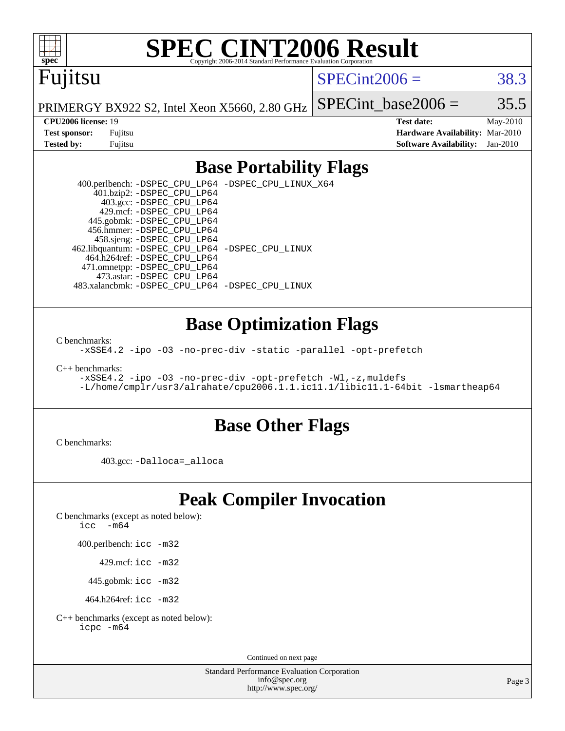# SPEC CINT2006 Result

Copyright 2006-2014 Standard Performance Evaluation Corporation

## Fujitsu

PRIMERGY BX922 S2, Intel Xeon X5660, 2.80 GHz

SPECint2006 = 38.3

SPECint_base2006 = 35.5

**CPU2006 license:** 19
**Test sponsor:** Fujitsu
**Tested by:** Fujitsu

**Test date:** May-2010
**Hardware Availability:** Mar-2010
**Software Availability:** Jan-2010

## Base Portability Flags

400.perlbench: `-DSPEC_CPU_LP64 -DSPEC_CPU_LINUX_X64`
401.bzip2: `-DSPEC_CPU_LP64`
403.gcc: `-DSPEC_CPU_LP64`
429.mcf: `-DSPEC_CPU_LP64`
445.gobmk: `-DSPEC_CPU_LP64`
456.hmmer: `-DSPEC_CPU_LP64`
458.sjeng: `-DSPEC_CPU_LP64`
462.libquantum: `-DSPEC_CPU_LP64 -DSPEC_CPU_LINUX`
464.h264ref: `-DSPEC_CPU_LP64`
471.omnetpp: `-DSPEC_CPU_LP64`
473.astar: `-DSPEC_CPU_LP64`
483.xalancbmk: `-DSPEC_CPU_LP64 -DSPEC_CPU_LINUX`

## Base Optimization Flags

C benchmarks:

```
-xSSE4.2 -ipo -O3 -no-prec-div -static -parallel -opt-prefetch
```

C++ benchmarks:

```
-xSSE4.2 -ipo -O3 -no-prec-div -opt-prefetch -Wl,-z,muldefs
-L/home/cmplr/usr3/alrahate/cpu2006.1.1.ic11.1/libic11.1-64bit -lsmartheap64
```

## Base Other Flags

C benchmarks:

403.gcc: `-Dalloca=_alloca`

## Peak Compiler Invocation

C benchmarks (except as noted below):

```
icc  -m64
```

400.perlbench: `icc -m32`

429.mcf: `icc -m32`

445.gobmk: `icc -m32`

464.h264ref: `icc -m32`

C++ benchmarks (except as noted below):

```
icpc -m64
```

Continued on next page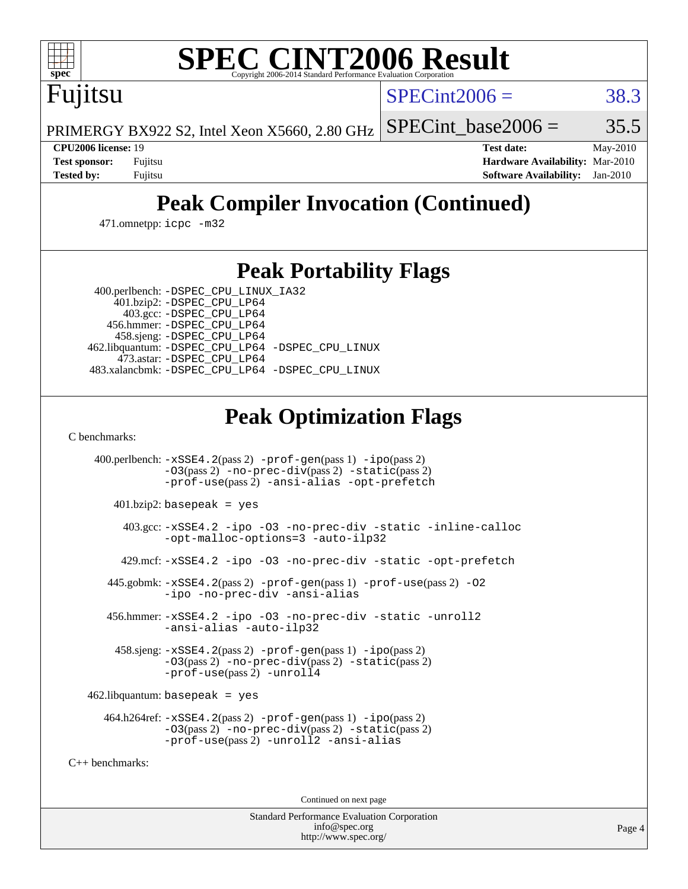# SPEC CINT2006 Result

Copyright 2006-2014 Standard Performance Evaluation Corporation

## Fujitsu

PRIMERGY BX922 S2, Intel Xeon X5660, 2.80 GHz

SPECint2006 = 38.3

SPECint_base2006 = 35.5

| | | | |
|---|---|---|---|
| **CPU2006 license:** 19 | | **Test date:** | May-2010 |
| **Test sponsor:** | Fujitsu | **Hardware Availability:** | Mar-2010 |
| **Tested by:** | Fujitsu | **Software Availability:** | Jan-2010 |

## Peak Compiler Invocation (Continued)

471.omnetpp: `icpc -m32`

## Peak Portability Flags

400.perlbench: `-DSPEC_CPU_LINUX_IA32`
401.bzip2: `-DSPEC_CPU_LP64`
403.gcc: `-DSPEC_CPU_LP64`
456.hmmer: `-DSPEC_CPU_LP64`
458.sjeng: `-DSPEC_CPU_LP64`
462.libquantum: `-DSPEC_CPU_LP64 -DSPEC_CPU_LINUX`
473.astar: `-DSPEC_CPU_LP64`
483.xalancbmk: `-DSPEC_CPU_LP64 -DSPEC_CPU_LINUX`

## Peak Optimization Flags

C benchmarks:

400.perlbench: `-xSSE4.2`(pass 2) `-prof-gen`(pass 1) `-ipo`(pass 2) `-O3`(pass 2) `-no-prec-div`(pass 2) `-static`(pass 2) `-prof-use`(pass 2) `-ansi-alias -opt-prefetch`

401.bzip2: `basepeak = yes`

403.gcc: `-xSSE4.2 -ipo -O3 -no-prec-div -static -inline-calloc -opt-malloc-options=3 -auto-ilp32`

429.mcf: `-xSSE4.2 -ipo -O3 -no-prec-div -static -opt-prefetch`

445.gobmk: `-xSSE4.2`(pass 2) `-prof-gen`(pass 1) `-prof-use`(pass 2) `-O2 -ipo -no-prec-div -ansi-alias`

456.hmmer: `-xSSE4.2 -ipo -O3 -no-prec-div -static -unroll2 -ansi-alias -auto-ilp32`

458.sjeng: `-xSSE4.2`(pass 2) `-prof-gen`(pass 1) `-ipo`(pass 2) `-O3`(pass 2) `-no-prec-div`(pass 2) `-static`(pass 2) `-prof-use`(pass 2) `-unroll4`

462.libquantum: `basepeak = yes`

464.h264ref: `-xSSE4.2`(pass 2) `-prof-gen`(pass 1) `-ipo`(pass 2) `-O3`(pass 2) `-no-prec-div`(pass 2) `-static`(pass 2) `-prof-use`(pass 2) `-unroll2 -ansi-alias`

C++ benchmarks:

Continued on next page

Standard Performance Evaluation Corporation
info@spec.org
http://www.spec.org/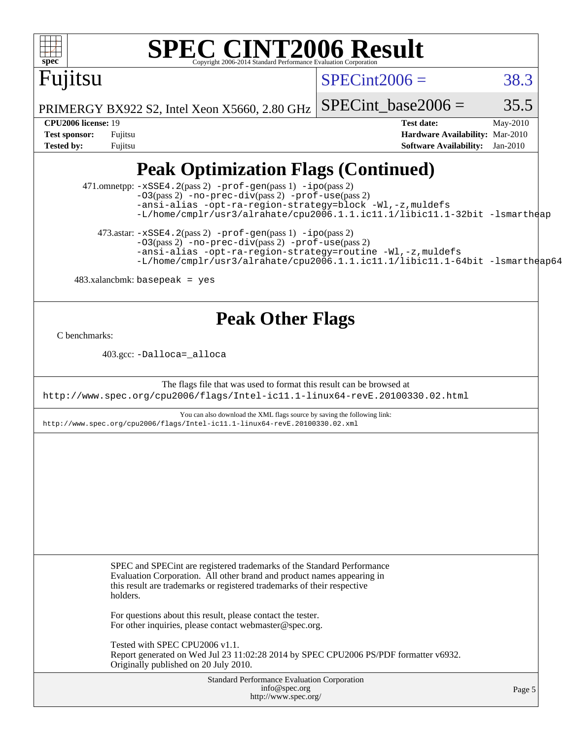# Peak Optimization Flags (Continued)

471.omnetpp: -xSSE4.2(pass 2) -prof-gen(pass 1) -ipo(pass 2) -O3(pass 2) -no-prec-div(pass 2) -prof-use(pass 2) -ansi-alias -opt-ra-region-strategy=block -Wl,-z,muldefs -L/home/cmplr/usr3/alrahate/cpu2006.1.1.ic11.1/libic11.1-32bit -lsmartheap

473.astar: -xSSE4.2(pass 2) -prof-gen(pass 1) -ipo(pass 2) -O3(pass 2) -no-prec-div(pass 2) -prof-use(pass 2) -ansi-alias -opt-ra-region-strategy=routine -Wl,-z,muldefs -L/home/cmplr/usr3/alrahate/cpu2006.1.1.ic11.1/libic11.1-64bit -lsmartheap64

483.xalancbmk: basepeak = yes

# Peak Other Flags

C benchmarks:

403.gcc: -Dalloca=_alloca

The flags file that was used to format this result can be browsed at
http://www.spec.org/cpu2006/flags/Intel-ic11.1-linux64-revE.20100330.02.html

You can also download the XML flags source by saving the following link:
http://www.spec.org/cpu2006/flags/Intel-ic11.1-linux64-revE.20100330.02.xml

SPEC and SPECint are registered trademarks of the Standard Performance Evaluation Corporation. All other brand and product names appearing in this result are trademarks or registered trademarks of their respective holders.

For questions about this result, please contact the tester.
For other inquiries, please contact webmaster@spec.org.

Tested with SPEC CPU2006 v1.1.
Report generated on Wed Jul 23 11:02:28 2014 by SPEC CPU2006 PS/PDF formatter v6932.
Originally published on 20 July 2010.